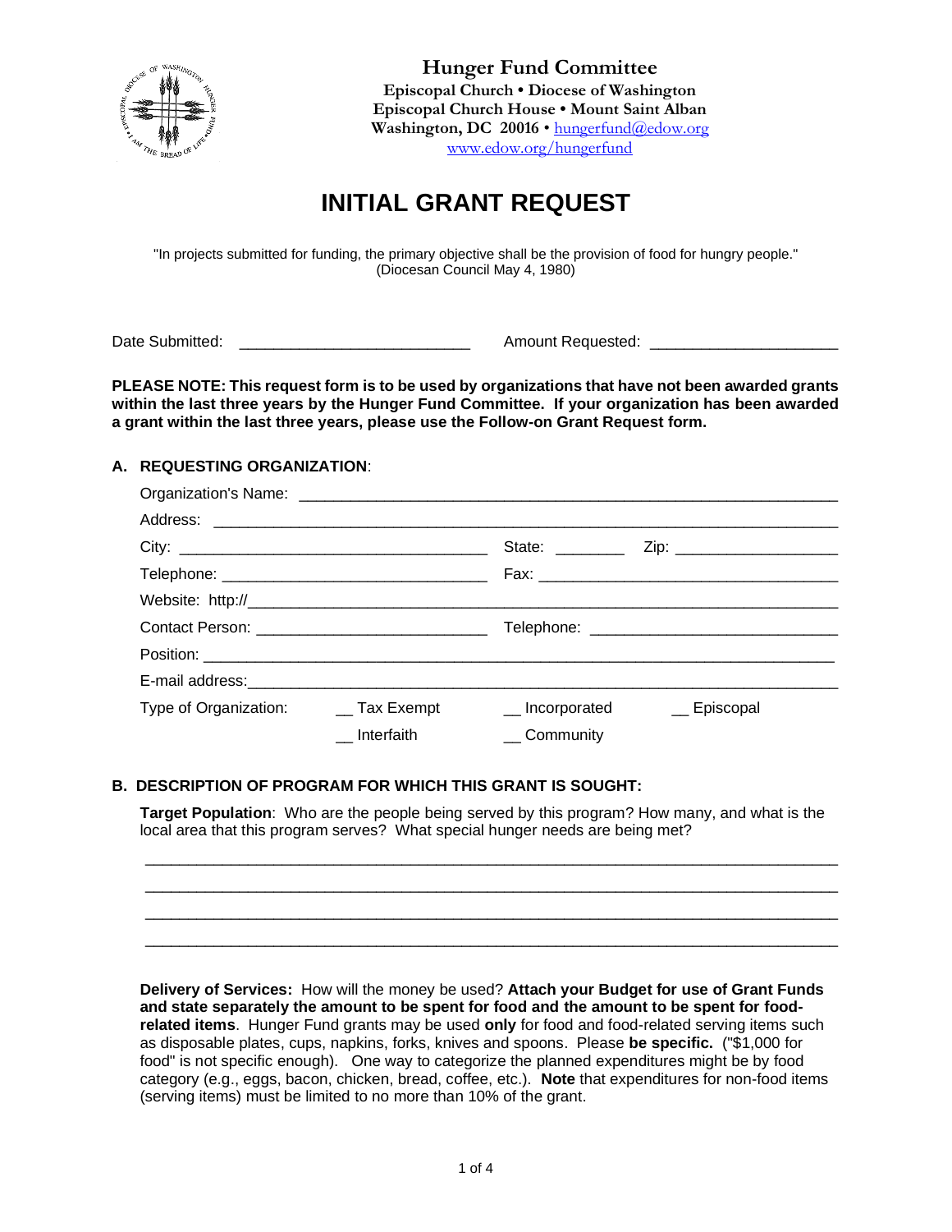**Hunger Fund Committee**
**Episcopal Church • Diocese of Washington**
**Episcopal Church House • Mount Saint Alban**
**Washington, DC 20016 •** hungerfund@edow.org
www.edow.org/hungerfund

# INITIAL GRANT REQUEST

"In projects submitted for funding, the primary objective shall be the provision of food for hungry people."
(Diocesan Council May 4, 1980)

Date Submitted: __________________________ Amount Requested: _____________________

**PLEASE NOTE: This request form is to be used by organizations that have not been awarded grants within the last three years by the Hunger Fund Committee. If your organization has been awarded a grant within the last three years, please use the Follow-on Grant Request form.**

## A. REQUESTING ORGANIZATION:

Organization's Name: ____________________________________________________________

Address: ______________________________________________________________________

City: __________________________________ State: ________ Zip: __________________

Telephone: ______________________________ Fax: _________________________________

Website: http://_________________________________________________________________

Contact Person: __________________________ Telephone: ___________________________

Position: ______________________________________________________________________

E-mail address:__________________________________________________________________

Type of Organization: __ Tax Exempt __ Incorporated __ Episcopal
__ Interfaith __ Community

## B. DESCRIPTION OF PROGRAM FOR WHICH THIS GRANT IS SOUGHT:

**Target Population**: Who are the people being served by this program? How many, and what is the local area that this program serves? What special hunger needs are being met?

_______________________________________________________________________________

_______________________________________________________________________________

_______________________________________________________________________________

_______________________________________________________________________________

**Delivery of Services:** How will the money be used? **Attach your Budget for use of Grant Funds and state separately the amount to be spent for food and the amount to be spent for food-related items**. Hunger Fund grants may be used **only** for food and food-related serving items such as disposable plates, cups, napkins, forks, knives and spoons. Please **be specific.** ("$1,000 for food" is not specific enough). One way to categorize the planned expenditures might be by food category (e.g., eggs, bacon, chicken, bread, coffee, etc.). **Note** that expenditures for non-food items (serving items) must be limited to no more than 10% of the grant.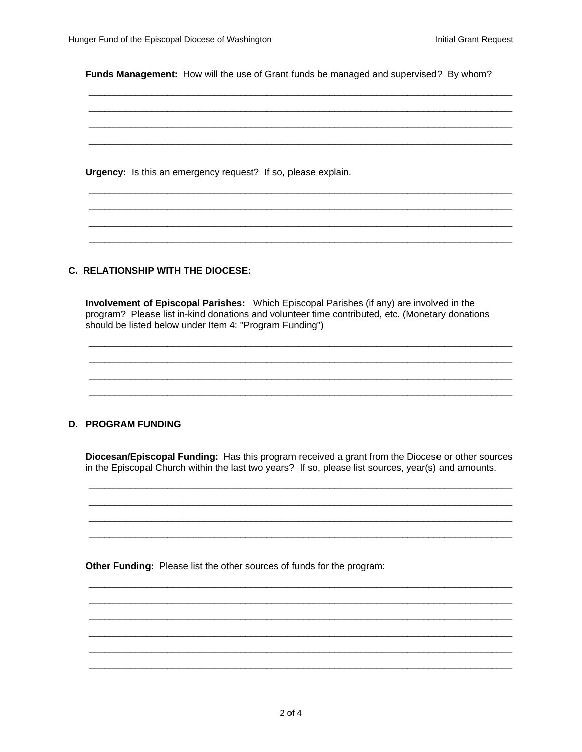**Funds Management:** How will the use of Grant funds be managed and supervised? By whom?

\_\_\_\_\_\_\_\_\_\_\_\_\_\_\_\_\_\_\_\_\_\_\_\_\_\_\_\_\_\_\_\_\_\_\_\_\_\_\_\_\_\_\_\_\_\_\_\_\_\_\_\_\_\_\_\_\_\_\_\_\_\_\_\_\_\_\_\_\_\_\_\_

\_\_\_\_\_\_\_\_\_\_\_\_\_\_\_\_\_\_\_\_\_\_\_\_\_\_\_\_\_\_\_\_\_\_\_\_\_\_\_\_\_\_\_\_\_\_\_\_\_\_\_\_\_\_\_\_\_\_\_\_\_\_\_\_\_\_\_\_\_\_\_\_

\_\_\_\_\_\_\_\_\_\_\_\_\_\_\_\_\_\_\_\_\_\_\_\_\_\_\_\_\_\_\_\_\_\_\_\_\_\_\_\_\_\_\_\_\_\_\_\_\_\_\_\_\_\_\_\_\_\_\_\_\_\_\_\_\_\_\_\_\_\_\_\_

\_\_\_\_\_\_\_\_\_\_\_\_\_\_\_\_\_\_\_\_\_\_\_\_\_\_\_\_\_\_\_\_\_\_\_\_\_\_\_\_\_\_\_\_\_\_\_\_\_\_\_\_\_\_\_\_\_\_\_\_\_\_\_\_\_\_\_\_\_\_\_\_

**Urgency:** Is this an emergency request? If so, please explain.

\_\_\_\_\_\_\_\_\_\_\_\_\_\_\_\_\_\_\_\_\_\_\_\_\_\_\_\_\_\_\_\_\_\_\_\_\_\_\_\_\_\_\_\_\_\_\_\_\_\_\_\_\_\_\_\_\_\_\_\_\_\_\_\_\_\_\_\_\_\_\_\_

\_\_\_\_\_\_\_\_\_\_\_\_\_\_\_\_\_\_\_\_\_\_\_\_\_\_\_\_\_\_\_\_\_\_\_\_\_\_\_\_\_\_\_\_\_\_\_\_\_\_\_\_\_\_\_\_\_\_\_\_\_\_\_\_\_\_\_\_\_\_\_\_

\_\_\_\_\_\_\_\_\_\_\_\_\_\_\_\_\_\_\_\_\_\_\_\_\_\_\_\_\_\_\_\_\_\_\_\_\_\_\_\_\_\_\_\_\_\_\_\_\_\_\_\_\_\_\_\_\_\_\_\_\_\_\_\_\_\_\_\_\_\_\_\_

\_\_\_\_\_\_\_\_\_\_\_\_\_\_\_\_\_\_\_\_\_\_\_\_\_\_\_\_\_\_\_\_\_\_\_\_\_\_\_\_\_\_\_\_\_\_\_\_\_\_\_\_\_\_\_\_\_\_\_\_\_\_\_\_\_\_\_\_\_\_\_\_

### C. RELATIONSHIP WITH THE DIOCESE:

**Involvement of Episcopal Parishes:** Which Episcopal Parishes (if any) are involved in the program? Please list in-kind donations and volunteer time contributed, etc. (Monetary donations should be listed below under Item 4: "Program Funding")

\_\_\_\_\_\_\_\_\_\_\_\_\_\_\_\_\_\_\_\_\_\_\_\_\_\_\_\_\_\_\_\_\_\_\_\_\_\_\_\_\_\_\_\_\_\_\_\_\_\_\_\_\_\_\_\_\_\_\_\_\_\_\_\_\_\_\_\_\_\_\_\_

\_\_\_\_\_\_\_\_\_\_\_\_\_\_\_\_\_\_\_\_\_\_\_\_\_\_\_\_\_\_\_\_\_\_\_\_\_\_\_\_\_\_\_\_\_\_\_\_\_\_\_\_\_\_\_\_\_\_\_\_\_\_\_\_\_\_\_\_\_\_\_\_

\_\_\_\_\_\_\_\_\_\_\_\_\_\_\_\_\_\_\_\_\_\_\_\_\_\_\_\_\_\_\_\_\_\_\_\_\_\_\_\_\_\_\_\_\_\_\_\_\_\_\_\_\_\_\_\_\_\_\_\_\_\_\_\_\_\_\_\_\_\_\_\_

\_\_\_\_\_\_\_\_\_\_\_\_\_\_\_\_\_\_\_\_\_\_\_\_\_\_\_\_\_\_\_\_\_\_\_\_\_\_\_\_\_\_\_\_\_\_\_\_\_\_\_\_\_\_\_\_\_\_\_\_\_\_\_\_\_\_\_\_\_\_\_\_

### D. PROGRAM FUNDING

**Diocesan/Episcopal Funding:** Has this program received a grant from the Diocese or other sources in the Episcopal Church within the last two years? If so, please list sources, year(s) and amounts.

\_\_\_\_\_\_\_\_\_\_\_\_\_\_\_\_\_\_\_\_\_\_\_\_\_\_\_\_\_\_\_\_\_\_\_\_\_\_\_\_\_\_\_\_\_\_\_\_\_\_\_\_\_\_\_\_\_\_\_\_\_\_\_\_\_\_\_\_\_\_\_\_

\_\_\_\_\_\_\_\_\_\_\_\_\_\_\_\_\_\_\_\_\_\_\_\_\_\_\_\_\_\_\_\_\_\_\_\_\_\_\_\_\_\_\_\_\_\_\_\_\_\_\_\_\_\_\_\_\_\_\_\_\_\_\_\_\_\_\_\_\_\_\_\_

\_\_\_\_\_\_\_\_\_\_\_\_\_\_\_\_\_\_\_\_\_\_\_\_\_\_\_\_\_\_\_\_\_\_\_\_\_\_\_\_\_\_\_\_\_\_\_\_\_\_\_\_\_\_\_\_\_\_\_\_\_\_\_\_\_\_\_\_\_\_\_\_

\_\_\_\_\_\_\_\_\_\_\_\_\_\_\_\_\_\_\_\_\_\_\_\_\_\_\_\_\_\_\_\_\_\_\_\_\_\_\_\_\_\_\_\_\_\_\_\_\_\_\_\_\_\_\_\_\_\_\_\_\_\_\_\_\_\_\_\_\_\_\_\_

**Other Funding:** Please list the other sources of funds for the program:

\_\_\_\_\_\_\_\_\_\_\_\_\_\_\_\_\_\_\_\_\_\_\_\_\_\_\_\_\_\_\_\_\_\_\_\_\_\_\_\_\_\_\_\_\_\_\_\_\_\_\_\_\_\_\_\_\_\_\_\_\_\_\_\_\_\_\_\_\_\_\_\_

\_\_\_\_\_\_\_\_\_\_\_\_\_\_\_\_\_\_\_\_\_\_\_\_\_\_\_\_\_\_\_\_\_\_\_\_\_\_\_\_\_\_\_\_\_\_\_\_\_\_\_\_\_\_\_\_\_\_\_\_\_\_\_\_\_\_\_\_\_\_\_\_

\_\_\_\_\_\_\_\_\_\_\_\_\_\_\_\_\_\_\_\_\_\_\_\_\_\_\_\_\_\_\_\_\_\_\_\_\_\_\_\_\_\_\_\_\_\_\_\_\_\_\_\_\_\_\_\_\_\_\_\_\_\_\_\_\_\_\_\_\_\_\_\_

\_\_\_\_\_\_\_\_\_\_\_\_\_\_\_\_\_\_\_\_\_\_\_\_\_\_\_\_\_\_\_\_\_\_\_\_\_\_\_\_\_\_\_\_\_\_\_\_\_\_\_\_\_\_\_\_\_\_\_\_\_\_\_\_\_\_\_\_\_\_\_\_

\_\_\_\_\_\_\_\_\_\_\_\_\_\_\_\_\_\_\_\_\_\_\_\_\_\_\_\_\_\_\_\_\_\_\_\_\_\_\_\_\_\_\_\_\_\_\_\_\_\_\_\_\_\_\_\_\_\_\_\_\_\_\_\_\_\_\_\_\_\_\_\_

\_\_\_\_\_\_\_\_\_\_\_\_\_\_\_\_\_\_\_\_\_\_\_\_\_\_\_\_\_\_\_\_\_\_\_\_\_\_\_\_\_\_\_\_\_\_\_\_\_\_\_\_\_\_\_\_\_\_\_\_\_\_\_\_\_\_\_\_\_\_\_\_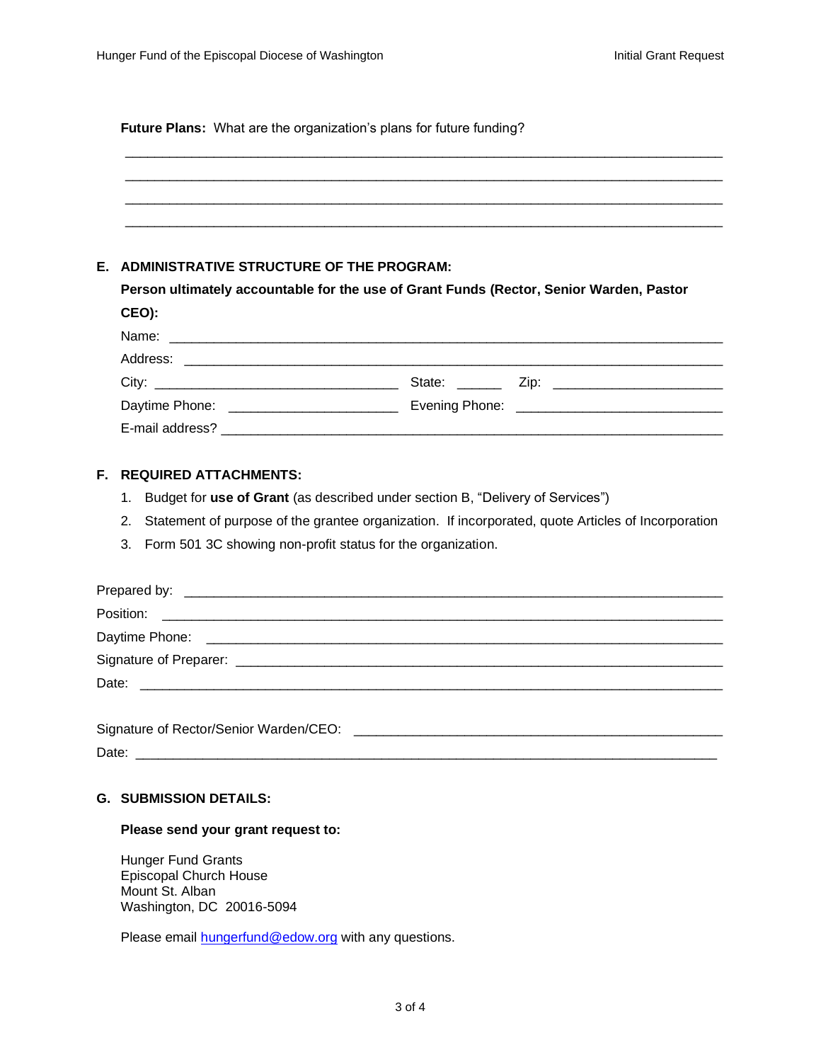**Future Plans:** What are the organization's plans for future funding?

\_\_\_\_\_\_\_\_\_\_\_\_\_\_\_\_\_\_\_\_\_\_\_\_\_\_\_\_\_\_\_\_\_\_\_\_\_\_\_\_\_\_\_\_\_\_\_\_\_\_\_\_\_\_\_\_\_\_\_\_\_\_\_\_\_\_\_\_\_\_\_\_\_\_\_\_

\_\_\_\_\_\_\_\_\_\_\_\_\_\_\_\_\_\_\_\_\_\_\_\_\_\_\_\_\_\_\_\_\_\_\_\_\_\_\_\_\_\_\_\_\_\_\_\_\_\_\_\_\_\_\_\_\_\_\_\_\_\_\_\_\_\_\_\_\_\_\_\_\_\_\_\_

\_\_\_\_\_\_\_\_\_\_\_\_\_\_\_\_\_\_\_\_\_\_\_\_\_\_\_\_\_\_\_\_\_\_\_\_\_\_\_\_\_\_\_\_\_\_\_\_\_\_\_\_\_\_\_\_\_\_\_\_\_\_\_\_\_\_\_\_\_\_\_\_\_\_\_\_

\_\_\_\_\_\_\_\_\_\_\_\_\_\_\_\_\_\_\_\_\_\_\_\_\_\_\_\_\_\_\_\_\_\_\_\_\_\_\_\_\_\_\_\_\_\_\_\_\_\_\_\_\_\_\_\_\_\_\_\_\_\_\_\_\_\_\_\_\_\_\_\_\_\_\_\_

## E. ADMINISTRATIVE STRUCTURE OF THE PROGRAM:

**Person ultimately accountable for the use of Grant Funds (Rector, Senior Warden, Pastor CEO):**

Name: \_\_\_\_\_\_\_\_\_\_\_\_\_\_\_\_\_\_\_\_\_\_\_\_\_\_\_\_\_\_\_\_\_\_\_\_\_\_\_\_\_\_\_\_\_\_\_\_\_\_\_\_\_\_\_\_\_\_\_\_\_\_\_\_

Address: \_\_\_\_\_\_\_\_\_\_\_\_\_\_\_\_\_\_\_\_\_\_\_\_\_\_\_\_\_\_\_\_\_\_\_\_\_\_\_\_\_\_\_\_\_\_\_\_\_\_\_\_\_\_\_\_\_\_\_\_\_\_\_

City: \_\_\_\_\_\_\_\_\_\_\_\_\_\_\_\_\_\_\_\_\_\_\_\_\_\_\_\_\_\_ State: \_\_\_\_\_\_ Zip: \_\_\_\_\_\_\_\_\_\_\_\_\_\_\_\_\_\_\_\_

Daytime Phone: \_\_\_\_\_\_\_\_\_\_\_\_\_\_\_\_\_\_\_\_\_ Evening Phone: \_\_\_\_\_\_\_\_\_\_\_\_\_\_\_\_\_\_\_\_\_\_\_\_\_

E-mail address? \_\_\_\_\_\_\_\_\_\_\_\_\_\_\_\_\_\_\_\_\_\_\_\_\_\_\_\_\_\_\_\_\_\_\_\_\_\_\_\_\_\_\_\_\_\_\_\_\_\_\_\_\_\_\_\_\_\_

## F. REQUIRED ATTACHMENTS:

1. Budget for **use of Grant** (as described under section B, "Delivery of Services")
2. Statement of purpose of the grantee organization. If incorporated, quote Articles of Incorporation
3. Form 501 3C showing non-profit status for the organization.

Prepared by: \_\_\_\_\_\_\_\_\_\_\_\_\_\_\_\_\_\_\_\_\_\_\_\_\_\_\_\_\_\_\_\_\_\_\_\_\_\_\_\_\_\_\_\_\_\_\_\_\_\_\_\_\_\_\_\_\_\_\_\_\_\_\_\_

Position: \_\_\_\_\_\_\_\_\_\_\_\_\_\_\_\_\_\_\_\_\_\_\_\_\_\_\_\_\_\_\_\_\_\_\_\_\_\_\_\_\_\_\_\_\_\_\_\_\_\_\_\_\_\_\_\_\_\_\_\_\_\_\_\_\_\_

Daytime Phone: \_\_\_\_\_\_\_\_\_\_\_\_\_\_\_\_\_\_\_\_\_\_\_\_\_\_\_\_\_\_\_\_\_\_\_\_\_\_\_\_\_\_\_\_\_\_\_\_\_\_\_\_\_\_\_\_\_\_\_\_\_

Signature of Preparer: \_\_\_\_\_\_\_\_\_\_\_\_\_\_\_\_\_\_\_\_\_\_\_\_\_\_\_\_\_\_\_\_\_\_\_\_\_\_\_\_\_\_\_\_\_\_\_\_\_\_\_\_\_\_\_\_

Date: \_\_\_\_\_\_\_\_\_\_\_\_\_\_\_\_\_\_\_\_\_\_\_\_\_\_\_\_\_\_\_\_\_\_\_\_\_\_\_\_\_\_\_\_\_\_\_\_\_\_\_\_\_\_\_\_\_\_\_\_\_\_\_\_\_\_\_\_\_

Signature of Rector/Senior Warden/CEO: \_\_\_\_\_\_\_\_\_\_\_\_\_\_\_\_\_\_\_\_\_\_\_\_\_\_\_\_\_\_\_\_\_\_\_\_\_\_\_\_\_\_

Date: \_\_\_\_\_\_\_\_\_\_\_\_\_\_\_\_\_\_\_\_\_\_\_\_\_\_\_\_\_\_\_\_\_\_\_\_\_\_\_\_\_\_\_\_\_\_\_\_\_\_\_\_\_\_\_\_\_\_\_\_\_\_\_\_\_\_\_\_\_

## G. SUBMISSION DETAILS:

**Please send your grant request to:**

Hunger Fund Grants
Episcopal Church House
Mount St. Alban
Washington, DC 20016-5094

Please email hungerfund@edow.org with any questions.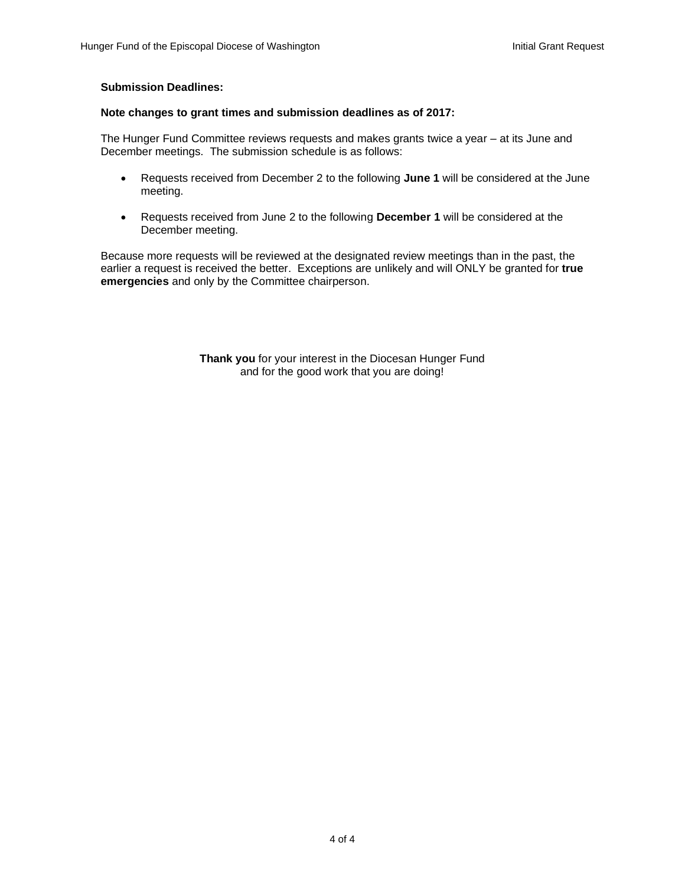**Submission Deadlines:**

**Note changes to grant times and submission deadlines as of 2017:**

The Hunger Fund Committee reviews requests and makes grants twice a year – at its June and December meetings. The submission schedule is as follows:

- Requests received from December 2 to the following **June 1** will be considered at the June meeting.
- Requests received from June 2 to the following **December 1** will be considered at the December meeting.

Because more requests will be reviewed at the designated review meetings than in the past, the earlier a request is received the better. Exceptions are unlikely and will ONLY be granted for **true emergencies** and only by the Committee chairperson.

**Thank you** for your interest in the Diocesan Hunger Fund and for the good work that you are doing!